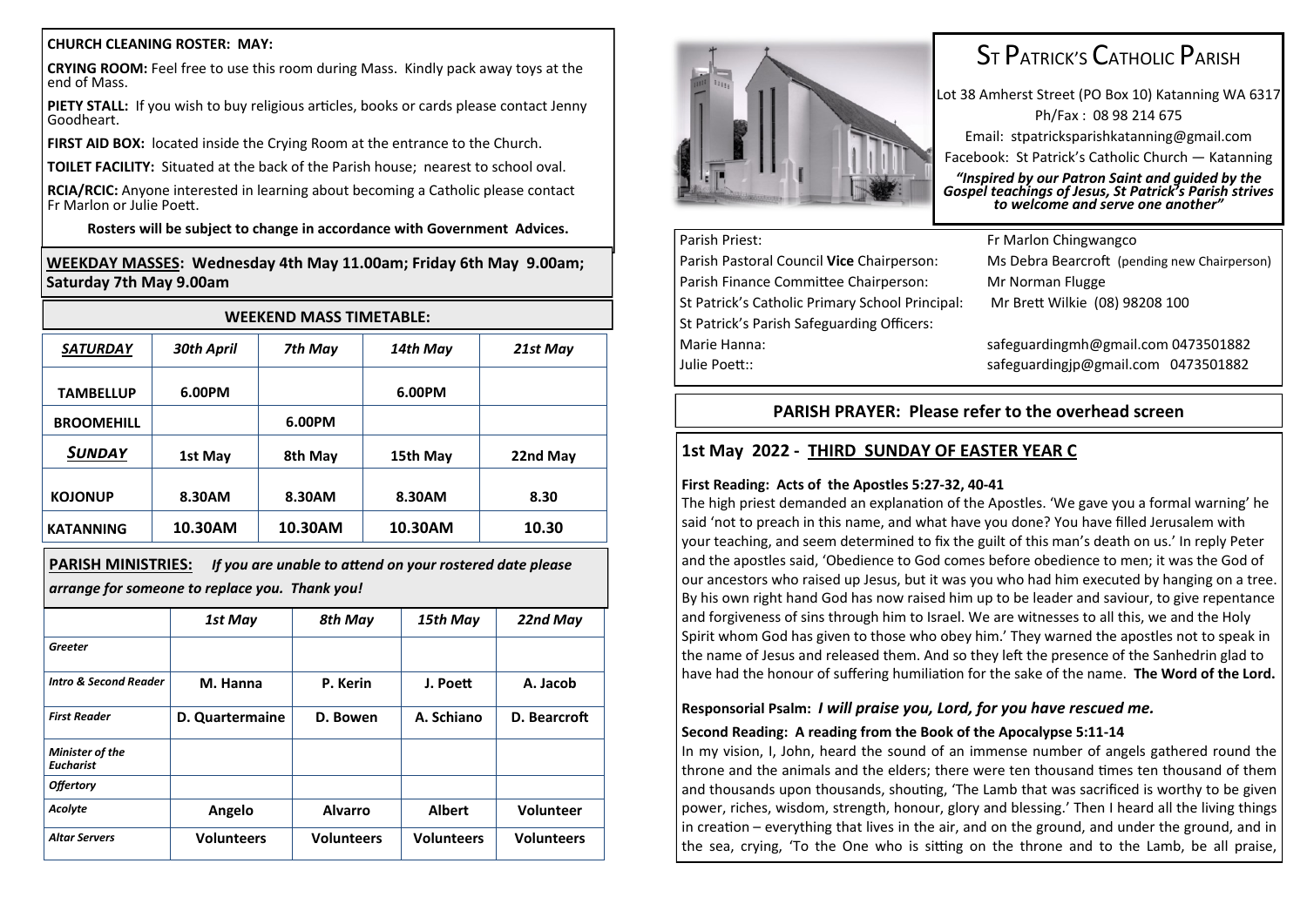**CHURCH CLEANING ROSTER: MAY:**

**CRYING ROOM:** Feel free to use this room during Mass. Kindly pack away toys at the end of Mass.

**PIETY STALL:** If you wish to buy religious articles, books or cards please contact Jenny Goodheart.

**FIRST AID BOX:** located inside the Crying Room at the entrance to the Church.

**TOILET FACILITY:** Situated at the back of the Parish house; nearest to school oval.

**RCIA/RCIC:** Anyone interested in learning about becoming a Catholic please contact Fr Marlon or Julie Poett.

**Rosters will be subject to change in accordance with Government Advices.**

**WEEKDAY MASSES: Wednesday 4th May 11.00am; Friday 6th May 9.00am; Saturday 7th May 9.00am**

**WEEKEND MASS TIMETABLE:**

| ***SATURDAY*** | ***30th April*** | ***7th May*** | ***14th May*** | ***21st May*** |
|---|---|---|---|---|
| **TAMBELLUP** | **6.00PM** | | **6.00PM** | |
| **BROOMEHILL** | | **6.00PM** | | |
| ***SUNDAY*** | **1st May** | **8th May** | **15th May** | **22nd May** |
| **KOJONUP** | **8.30AM** | **8.30AM** | **8.30AM** | **8.30** |
| **KATANNING** | **10.30AM** | **10.30AM** | **10.30AM** | **10.30** |

**PARISH MINISTRIES:** ***If you are unable to attend on your rostered date please arrange for someone to replace you. Thank you!***

| | *1st May* | *8th May* | *15th May* | *22nd May* |
|---|---|---|---|---|
| *Greeter* | | | | |
| *Intro & Second Reader* | **M. Hanna** | **P. Kerin** | **J. Poett** | **A. Jacob** |
| *First Reader* | **D. Quartermaine** | **D. Bowen** | **A. Schiano** | **D. Bearcroft** |
| *Minister of the Eucharist* | | | | |
| *Offertory* | | | | |
| *Acolyte* | **Angelo** | **Alvarro** | **Albert** | **Volunteer** |
| *Altar Servers* | **Volunteers** | **Volunteers** | **Volunteers** | **Volunteers** |

# St Patrick's Catholic Parish

Lot 38 Amherst Street (PO Box 10) Katanning WA 6317
Ph/Fax : 08 98 214 675
Email: stpatricksparishkatanning@gmail.com
Facebook: St Patrick's Catholic Church — Katanning

***"Inspired by our Patron Saint and guided by the Gospel teachings of Jesus, St Patrick's Parish strives to welcome and serve one another"***

| | |
|---|---|
| Parish Priest: | Fr Marlon Chingwangco |
| Parish Pastoral Council **Vice** Chairperson: | Ms Debra Bearcroft (pending new Chairperson) |
| Parish Finance Committee Chairperson: | Mr Norman Flugge |
| St Patrick's Catholic Primary School Principal: | Mr Brett Wilkie (08) 98208 100 |
| St Patrick's Parish Safeguarding Officers: | |
| Marie Hanna: | safeguardingmh@gmail.com 0473501882 |
| Julie Poett:: | safeguardingjp@gmail.com 0473501882 |

**PARISH PRAYER: Please refer to the overhead screen**

## 1st May 2022 - THIRD SUNDAY OF EASTER YEAR C

**First Reading: Acts of the Apostles 5:27-32, 40-41**

The high priest demanded an explanation of the Apostles. 'We gave you a formal warning' he said 'not to preach in this name, and what have you done? You have filled Jerusalem with your teaching, and seem determined to fix the guilt of this man's death on us.' In reply Peter and the apostles said, 'Obedience to God comes before obedience to men; it was the God of our ancestors who raised up Jesus, but it was you who had him executed by hanging on a tree. By his own right hand God has now raised him up to be leader and saviour, to give repentance and forgiveness of sins through him to Israel. We are witnesses to all this, we and the Holy Spirit whom God has given to those who obey him.' They warned the apostles not to speak in the name of Jesus and released them. And so they left the presence of the Sanhedrin glad to have had the honour of suffering humiliation for the sake of the name. **The Word of the Lord.**

**Responsorial Psalm:** ***I will praise you, Lord, for you have rescued me.***

**Second Reading: A reading from the Book of the Apocalypse 5:11-14**

In my vision, I, John, heard the sound of an immense number of angels gathered round the throne and the animals and the elders; there were ten thousand times ten thousand of them and thousands upon thousands, shouting, 'The Lamb that was sacrificed is worthy to be given power, riches, wisdom, strength, honour, glory and blessing.' Then I heard all the living things in creation – everything that lives in the air, and on the ground, and under the ground, and in the sea, crying, 'To the One who is sitting on the throne and to the Lamb, be all praise,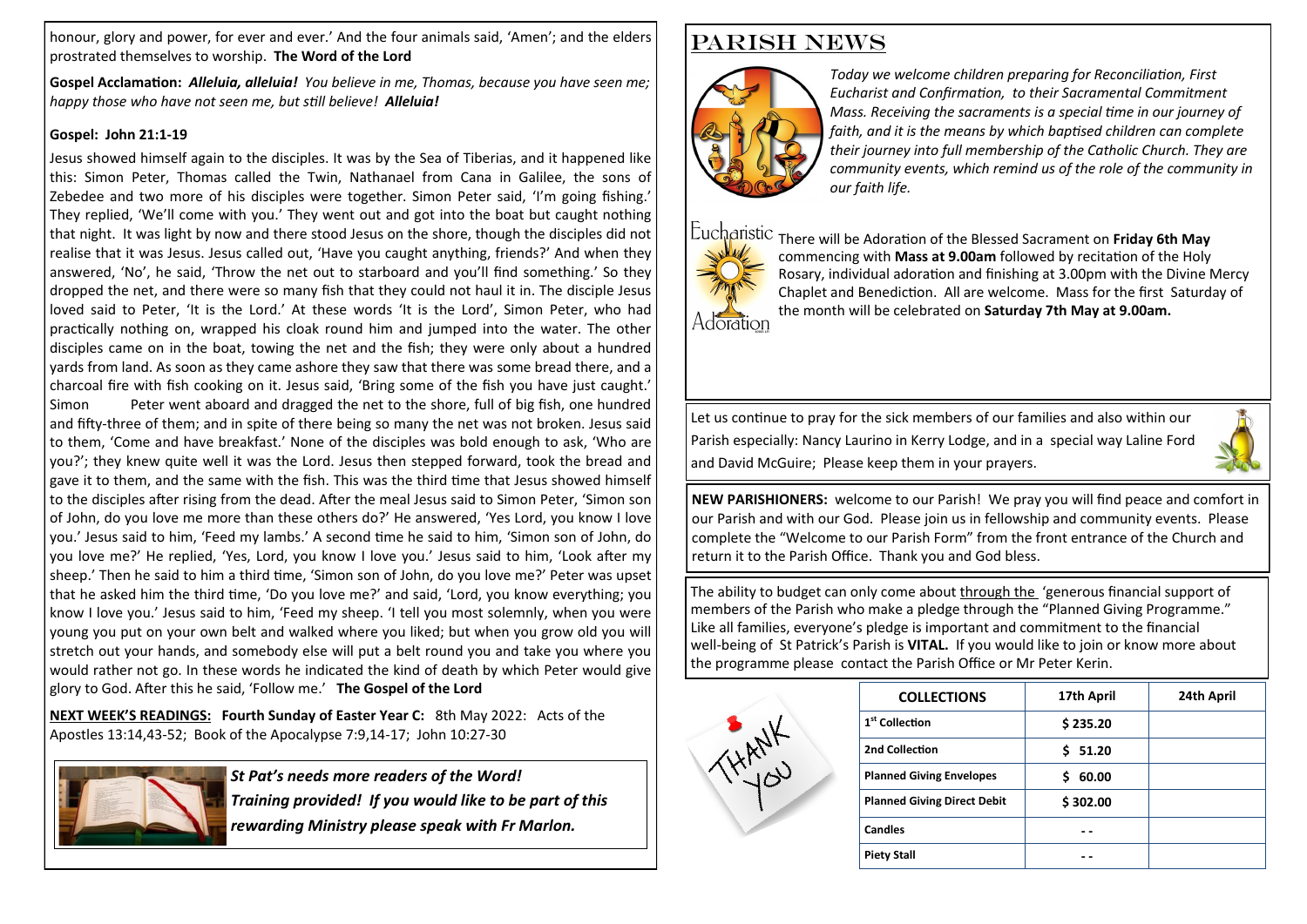honour, glory and power, for ever and ever.' And the four animals said, 'Amen'; and the elders prostrated themselves to worship. **The Word of the Lord**

**Gospel Acclamation:** ***Alleluia, alleluia!*** *You believe in me, Thomas, because you have seen me; happy those who have not seen me, but still believe!* ***Alleluia!***

**Gospel: John 21:1-19**

Jesus showed himself again to the disciples. It was by the Sea of Tiberias, and it happened like this: Simon Peter, Thomas called the Twin, Nathanael from Cana in Galilee, the sons of Zebedee and two more of his disciples were together. Simon Peter said, 'I'm going fishing.' They replied, 'We'll come with you.' They went out and got into the boat but caught nothing that night. It was light by now and there stood Jesus on the shore, though the disciples did not realise that it was Jesus. Jesus called out, 'Have you caught anything, friends?' And when they answered, 'No', he said, 'Throw the net out to starboard and you'll find something.' So they dropped the net, and there were so many fish that they could not haul it in. The disciple Jesus loved said to Peter, 'It is the Lord.' At these words 'It is the Lord', Simon Peter, who had practically nothing on, wrapped his cloak round him and jumped into the water. The other disciples came on in the boat, towing the net and the fish; they were only about a hundred yards from land. As soon as they came ashore they saw that there was some bread there, and a charcoal fire with fish cooking on it. Jesus said, 'Bring some of the fish you have just caught.' Simon Peter went aboard and dragged the net to the shore, full of big fish, one hundred and fifty-three of them; and in spite of there being so many the net was not broken. Jesus said to them, 'Come and have breakfast.' None of the disciples was bold enough to ask, 'Who are you?'; they knew quite well it was the Lord. Jesus then stepped forward, took the bread and gave it to them, and the same with the fish. This was the third time that Jesus showed himself to the disciples after rising from the dead. After the meal Jesus said to Simon Peter, 'Simon son of John, do you love me more than these others do?' He answered, 'Yes Lord, you know I love you.' Jesus said to him, 'Feed my lambs.' A second time he said to him, 'Simon son of John, do you love me?' He replied, 'Yes, Lord, you know I love you.' Jesus said to him, 'Look after my sheep.' Then he said to him a third time, 'Simon son of John, do you love me?' Peter was upset that he asked him the third time, 'Do you love me?' and said, 'Lord, you know everything; you know I love you.' Jesus said to him, 'Feed my sheep. 'I tell you most solemnly, when you were young you put on your own belt and walked where you liked; but when you grow old you will stretch out your hands, and somebody else will put a belt round you and take you where you would rather not go. In these words he indicated the kind of death by which Peter would give glory to God. After this he said, 'Follow me.' **The Gospel of the Lord**

**NEXT WEEK'S READINGS: Fourth Sunday of Easter Year C:** 8th May 2022: Acts of the Apostles 13:14,43-52; Book of the Apocalypse 7:9,14-17; John 10:27-30

***St Pat's needs more readers of the Word! Training provided! If you would like to be part of this rewarding Ministry please speak with Fr Marlon.***

# PARISH NEWS

*Today we welcome children preparing for Reconciliation, First Eucharist and Confirmation, to their Sacramental Commitment Mass. Receiving the sacraments is a special time in our journey of faith, and it is the means by which baptised children can complete their journey into full membership of the Catholic Church. They are community events, which remind us of the role of the community in our faith life.*

There will be Adoration of the Blessed Sacrament on **Friday 6th May** commencing with **Mass at 9.00am** followed by recitation of the Holy Rosary, individual adoration and finishing at 3.00pm with the Divine Mercy Chaplet and Benediction. All are welcome. Mass for the first Saturday of the month will be celebrated on **Saturday 7th May at 9.00am.**

Let us continue to pray for the sick members of our families and also within our Parish especially: Nancy Laurino in Kerry Lodge, and in a special way Laline Ford and David McGuire; Please keep them in your prayers.

**NEW PARISHIONERS:** welcome to our Parish! We pray you will find peace and comfort in our Parish and with our God. Please join us in fellowship and community events. Please complete the "Welcome to our Parish Form" from the front entrance of the Church and return it to the Parish Office. Thank you and God bless.

The ability to budget can only come about through the 'generous financial support of members of the Parish who make a pledge through the "Planned Giving Programme." Like all families, everyone's pledge is important and commitment to the financial well-being of St Patrick's Parish is **VITAL.** If you would like to join or know more about the programme please contact the Parish Office or Mr Peter Kerin.

| COLLECTIONS | 17th April | 24th April |
|---|---|---|
| 1st Collection | $ 235.20 | |
| 2nd Collection | $ 51.20 | |
| Planned Giving Envelopes | $ 60.00 | |
| Planned Giving Direct Debit | $ 302.00 | |
| Candles | - - | |
| Piety Stall | - - | |